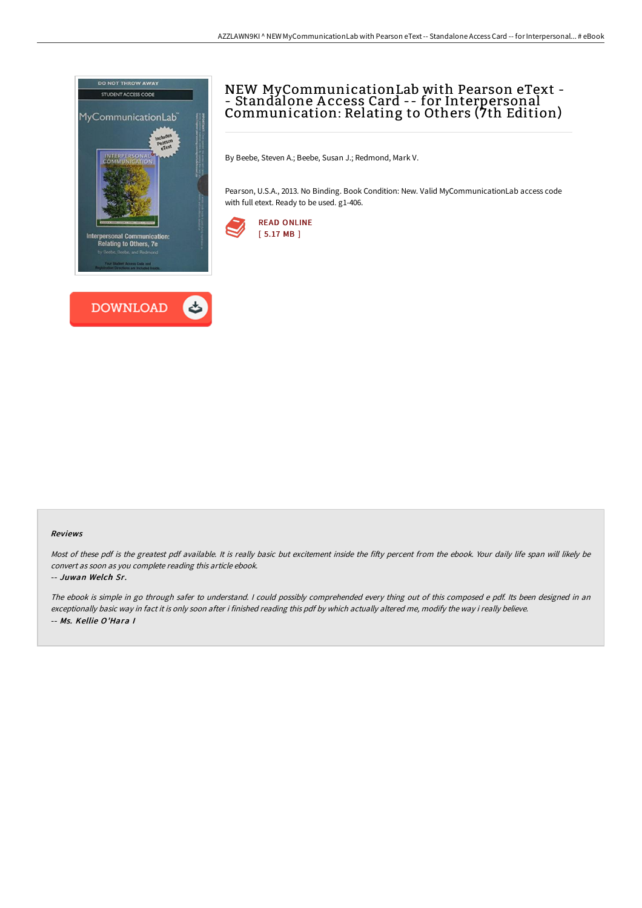# NEW MyCommunicationLab with Pearson eText -- Standalone Access Card -- for Interpersonal Communication: Relating to Others (7th Edition)

By Beebe, Steven A.; Beebe, Susan J.; Redmond, Mark V.

Pearson, U.S.A., 2013. No Binding. Book Condition: New. Valid MyCommunicationLab access code with full etext. Ready to be used. g1-406.

READ ONLINE
[ 5.17 MB ]

DOWNLOAD

#### Reviews

*Most of these pdf is the greatest pdf available. It is really basic but excitement inside the fifty percent from the ebook. Your daily life span will likely be convert as soon as you complete reading this article ebook.*

*-- Juwan Welch Sr.*

*The ebook is simple in go through safer to understand. I could possibly comprehended every thing out of this composed e pdf. Its been designed in an exceptionally basic way in fact it is only soon after i finished reading this pdf by which actually altered me, modify the way i really believe.*

*-- Ms. Kellie O'Hara I*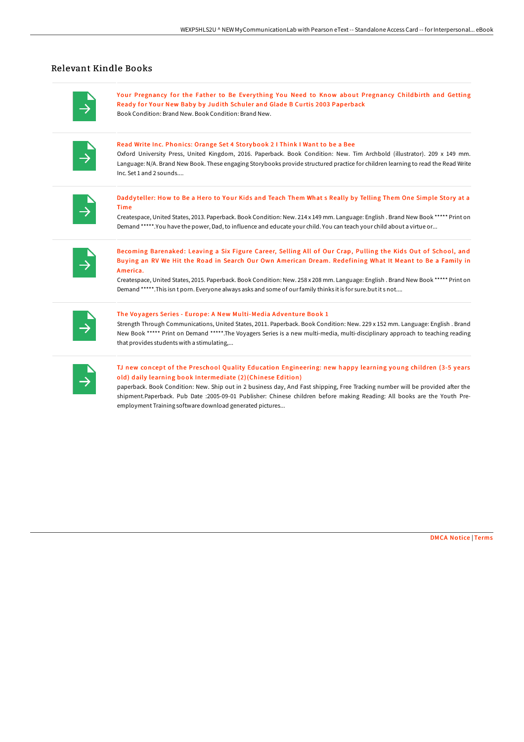## Relevant Kindle Books

**Your Pregnancy for the Father to Be Everything You Need to Know about Pregnancy Childbirth and Getting Ready for Your New Baby by Judith Schuler and Glade B Curtis 2003 Paperback**

Book Condition: Brand New. Book Condition: Brand New.

**Read Write Inc. Phonics: Orange Set 4 Storybook 2 I Think I Want to be a Bee**

Oxford University Press, United Kingdom, 2016. Paperback. Book Condition: New. Tim Archbold (illustrator). 209 x 149 mm. Language: N/A. Brand New Book. These engaging Storybooks provide structured practice for children learning to read the Read Write Inc. Set 1 and 2 sounds....

**Daddyteller: How to Be a Hero to Your Kids and Teach Them What s Really by Telling Them One Simple Story at a Time**

Createspace, United States, 2013. Paperback. Book Condition: New. 214 x 149 mm. Language: English . Brand New Book ***** Print on Demand *****.You have the power, Dad, to influence and educate your child. You can teach your child about a virtue or...

**Becoming Barenaked: Leaving a Six Figure Career, Selling All of Our Crap, Pulling the Kids Out of School, and Buying an RV We Hit the Road in Search Our Own American Dream. Redefining What It Meant to Be a Family in America.**

Createspace, United States, 2015. Paperback. Book Condition: New. 258 x 208 mm. Language: English . Brand New Book ***** Print on Demand *****.This isn t porn. Everyone always asks and some of our family thinks it is for sure.but it s not....

**The Voyagers Series - Europe: A New Multi-Media Adventure Book 1**

Strength Through Communications, United States, 2011. Paperback. Book Condition: New. 229 x 152 mm. Language: English . Brand New Book ***** Print on Demand *****.The Voyagers Series is a new multi-media, multi-disciplinary approach to teaching reading that provides students with a stimulating,...

**TJ new concept of the Preschool Quality Education Engineering: new happy learning young children (3-5 years old) daily learning book Intermediate (2)(Chinese Edition)**

paperback. Book Condition: New. Ship out in 2 business day, And Fast shipping, Free Tracking number will be provided after the shipment.Paperback. Pub Date :2005-09-01 Publisher: Chinese children before making Reading: All books are the Youth Pre-employment Training software download generated pictures...